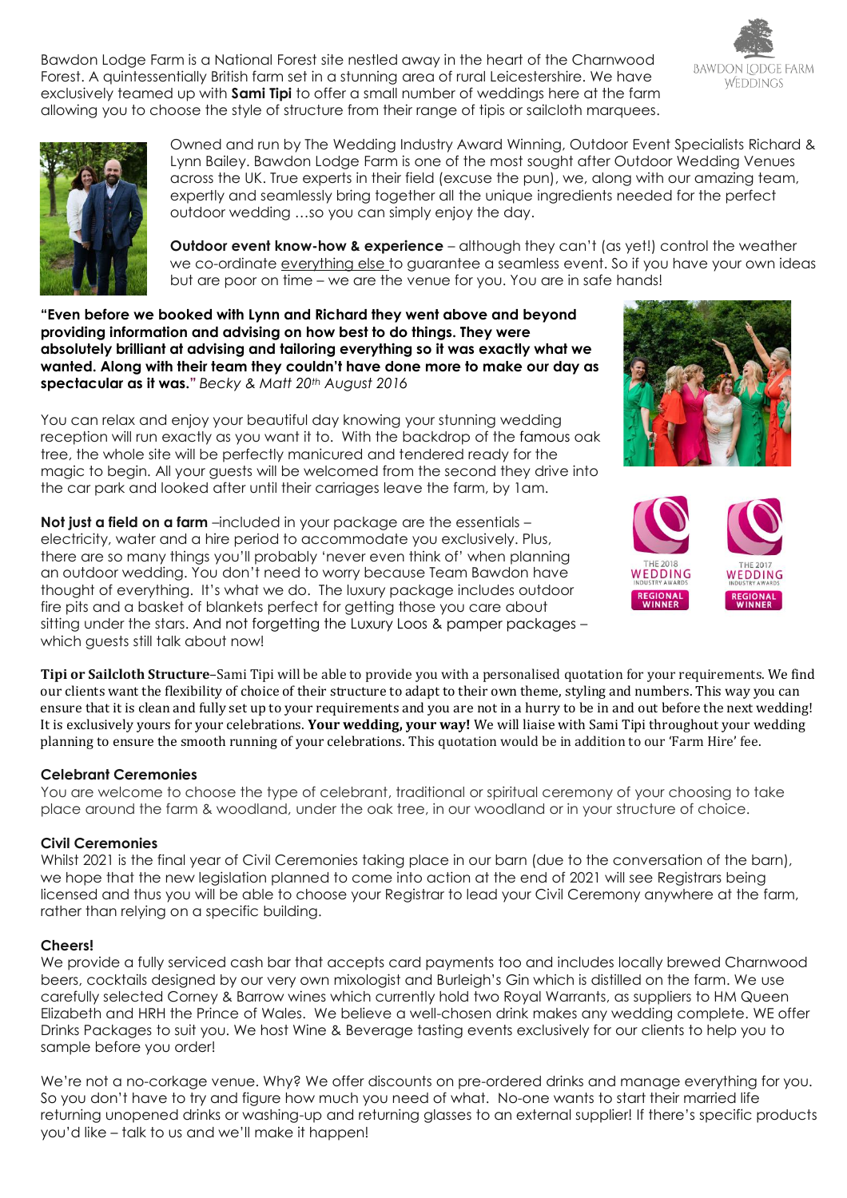Bawdon Lodge Farm is a National Forest site nestled away in the heart of the Charnwood Forest. A quintessentially British farm set in a stunning area of rural Leicestershire. We have exclusively teamed up with **Sami Tipi** to offer a small number of weddings here at the farm allowing you to choose the style of structure from their range of tipis or sailcloth marquees.

Owned and run by The Wedding Industry Award Winning, Outdoor Event Specialists Richard & Lynn Bailey. Bawdon Lodge Farm is one of the most sought after Outdoor Wedding Venues across the UK. True experts in their field (excuse the pun), we, along with our amazing team, expertly and seamlessly bring together all the unique ingredients needed for the perfect outdoor wedding …so you can simply enjoy the day.

**Outdoor event know-how & experience** – although they can't (as yet!) control the weather we co-ordinate everything else to guarantee a seamless event. So if you have your own ideas but are poor on time – we are the venue for you. You are in safe hands!

**"Even before we booked with Lynn and Richard they went above and beyond providing information and advising on how best to do things. They were absolutely brilliant at advising and tailoring everything so it was exactly what we wanted. Along with their team they couldn't have done more to make our day as spectacular as it was."** *Becky & Matt 20th August 2016*

You can relax and enjoy your beautiful day knowing your stunning wedding reception will run exactly as you want it to. With the backdrop of the famous oak tree, the whole site will be perfectly manicured and tendered ready for the magic to begin. All your guests will be welcomed from the second they drive into the car park and looked after until their carriages leave the farm, by 1am.

**Not just a field on a farm** –included in your package are the essentials – electricity, water and a hire period to accommodate you exclusively. Plus, there are so many things you'll probably 'never even think of' when planning an outdoor wedding. You don't need to worry because Team Bawdon have thought of everything. It's what we do. The luxury package includes outdoor fire pits and a basket of blankets perfect for getting those you care about sitting under the stars. And not forgetting the Luxury Loos & pamper packages – which guests still talk about now!

**Tipi or Sailcloth Structure**–Sami Tipi will be able to provide you with a personalised quotation for your requirements. We find our clients want the flexibility of choice of their structure to adapt to their own theme, styling and numbers. This way you can ensure that it is clean and fully set up to your requirements and you are not in a hurry to be in and out before the next wedding! It is exclusively yours for your celebrations. **Your wedding, your way!** We will liaise with Sami Tipi throughout your wedding planning to ensure the smooth running of your celebrations. This quotation would be in addition to our 'Farm Hire' fee.

### Celebrant Ceremonies

You are welcome to choose the type of celebrant, traditional or spiritual ceremony of your choosing to take place around the farm & woodland, under the oak tree, in our woodland or in your structure of choice.

### Civil Ceremonies

Whilst 2021 is the final year of Civil Ceremonies taking place in our barn (due to the conversation of the barn), we hope that the new legislation planned to come into action at the end of 2021 will see Registrars being licensed and thus you will be able to choose your Registrar to lead your Civil Ceremony anywhere at the farm, rather than relying on a specific building.

### Cheers!

We provide a fully serviced cash bar that accepts card payments too and includes locally brewed Charnwood beers, cocktails designed by our very own mixologist and Burleigh's Gin which is distilled on the farm. We use carefully selected Corney & Barrow wines which currently hold two Royal Warrants, as suppliers to HM Queen Elizabeth and HRH the Prince of Wales. We believe a well-chosen drink makes any wedding complete. WE offer Drinks Packages to suit you. We host Wine & Beverage tasting events exclusively for our clients to help you to sample before you order!

We're not a no-corkage venue. Why? We offer discounts on pre-ordered drinks and manage everything for you. So you don't have to try and figure how much you need of what. No-one wants to start their married life returning unopened drinks or washing-up and returning glasses to an external supplier! If there's specific products you'd like – talk to us and we'll make it happen!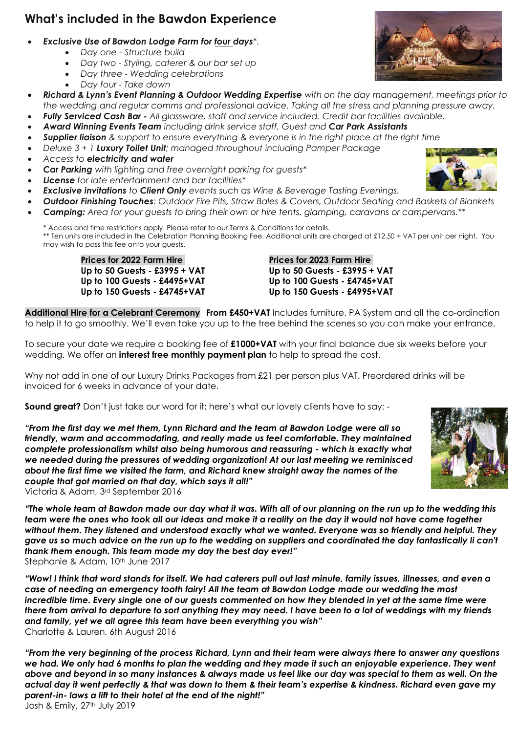## What's included in the Bawdon Experience

- ***Exclusive Use of Bawdon Lodge Farm for four days****.
    - *Day one - Structure build*
    - *Day two - Styling, caterer & our bar set up*
    - *Day three - Wedding celebrations*
    - *Day four - Take down*
- ***Richard & Lynn's Event Planning & Outdoor Wedding Expertise** with on the day management, meetings prior to the wedding and regular comms and professional advice. Taking all the stress and planning pressure away.*
- ***Fully Serviced Cash Bar** - All glassware, staff and service included. Credit bar facilities available.*
- ***Award Winning Events Team** including drink service staff, Guest and **Car Park Assistants***
- ***Supplier liaison** & support to ensure everything & everyone is in the right place at the right time*
- *Deluxe 3 + 1 **Luxury Toilet Unit**; managed throughout including Pamper Package*
- *Access to **electricity and water***
- ***Car Parking** with lighting and free overnight parking for guests**
- ***License** for late entertainment and bar facilities**
- ***Exclusive invitations** to **Client Only** events such as Wine & Beverage Tasting Evenings.*
- ***Outdoor Finishing Touches**: Outdoor Fire Pits, Straw Bales & Covers, Outdoor Seating and Baskets of Blankets*
- ***Camping:** Area for your guests to bring their own or hire tents, glamping, caravans or campervans.***

\* Access and time restrictions apply. Please refer to our Terms & Conditions for details.
\*\* Ten units are included in the Celebration Planning Booking Fee. Additional units are charged at £12.50 + VAT per unit per night. You may wish to pass this fee onto your guests.

| Prices for 2022 Farm Hire | Prices for 2023 Farm Hire |
|---|---|
| **Up to 50 Guests - £3995 + VAT** | **Up to 50 Guests - £3995 + VAT** |
| **Up to 100 Guests - £4495+VAT** | **Up to 100 Guests - £4745+VAT** |
| **Up to 150 Guests - £4745+VAT** | **Up to 150 Guests - £4995+VAT** |

**Additional Hire for a Celebrant Ceremony** **From £450+VAT** Includes furniture, PA System and all the co-ordination to help it to go smoothly. We'll even take you up to the tree behind the scenes so you can make your entrance.

To secure your date we require a booking fee of **£1000+VAT** with your final balance due six weeks before your wedding. We offer an **interest free monthly payment plan** to help to spread the cost.

Why not add in one of our Luxury Drinks Packages from £21 per person plus VAT. Preordered drinks will be invoiced for 6 weeks in advance of your date.

**Sound great?** Don't just take our word for it; here's what our lovely clients have to say: -

***"From the first day we met them, Lynn Richard and the team at Bawdon Lodge were all so friendly, warm and accommodating, and really made us feel comfortable. They maintained complete professionalism whilst also being humorous and reassuring - which is exactly what we needed during the pressures of wedding organization! At our last meeting we reminisced about the first time we visited the farm, and Richard knew straight away the names of the couple that got married on that day, which says it all!"***
Victoria & Adam, 3rd September 2016

***"The whole team at Bawdon made our day what it was. With all of our planning on the run up to the wedding this team were the ones who took all our ideas and make it a reality on the day it would not have come together without them. They listened and understood exactly what we wanted. Everyone was so friendly and helpful. They gave us so much advice on the run up to the wedding on suppliers and coordinated the day fantastically li can't thank them enough. This team made my day the best day ever!"***
Stephanie & Adam, 10th June 2017

***"Wow! I think that word stands for itself. We had caterers pull out last minute, family issues, illnesses, and even a case of needing an emergency tooth fairy! All the team at Bawdon Lodge made our wedding the most incredible time. Every single one of our guests commented on how they blended in yet at the same time were there from arrival to departure to sort anything they may need. I have been to a lot of weddings with my friends and family, yet we all agree this team have been everything you wish"***
Charlotte & Lauren, 6th August 2016

***"From the very beginning of the process Richard, Lynn and their team were always there to answer any questions we had. We only had 6 months to plan the wedding and they made it such an enjoyable experience. They went above and beyond in so many instances & always made us feel like our day was special to them as well. On the actual day it went perfectly & that was down to them & their team's expertise & kindness. Richard even gave my parent-in- laws a lift to their hotel at the end of the night!"***
Josh & Emily, 27th July 2019